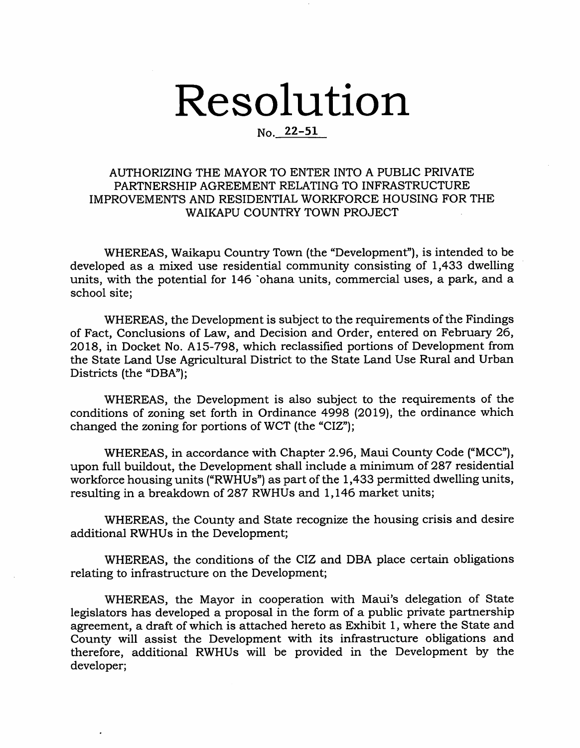# Resolution

No. 22-51

## AUTHORIZING THE MAYOR TO ENTER INTO A PUBLIC PRIVATE PARTNERSHIP AGREEMENT RELATING TO INFRASTRUCTURE IMPROVEMENTS AND RESIDENTIAL WORKFORCE HOUSING FOR THE WAIKAPU COUNTRY TOWN PROJECT

WHEREAS, Waikapu Country Town (the "Development"), is intended to be developed as a mixed use residential community consisting of 1,433 dwelling units, with the potential for 146 `ohana units, commercial uses, a park, and a school site;

WHEREAS, the Development is subject to the requirements of the Findings of Fact, Conclusions of Law, and Decision and Order, entered on February 26, 2018, in Docket No. A15-798, which reclassified portions of Development from the State Land Use Agricultural District to the State Land Use Rural and Urban Districts (the "DBA");

WHEREAS, the Development is also subject to the requirements of the conditions of zoning set forth in Ordinance 4998 (2019), the ordinance which changed the zoning for portions of WCT (the "CIZ");

WHEREAS, in accordance with Chapter 2.96, Maui County Code ("MCC"), upon full buildout, the Development shall include a minimum of 287 residential workforce housing units ("RWHUs") as part of the 1,433 permitted dwelling units, resulting in a breakdown of 287 RWHUs and 1,146 market units;

WHEREAS, the County and State recognize the housing crisis and desire additional RWHUs in the Development;

WHEREAS, the conditions of the CIZ and DBA place certain obligations relating to infrastructure on the Development;

WHEREAS, the Mayor in cooperation with Maui's delegation of State legislators has developed a proposal in the form of a public private partnership agreement, a draft of which is attached hereto as Exhibit 1, where the State and County will assist the Development with its infrastructure obligations and therefore, additional RWHUs will be provided in the Development by the developer;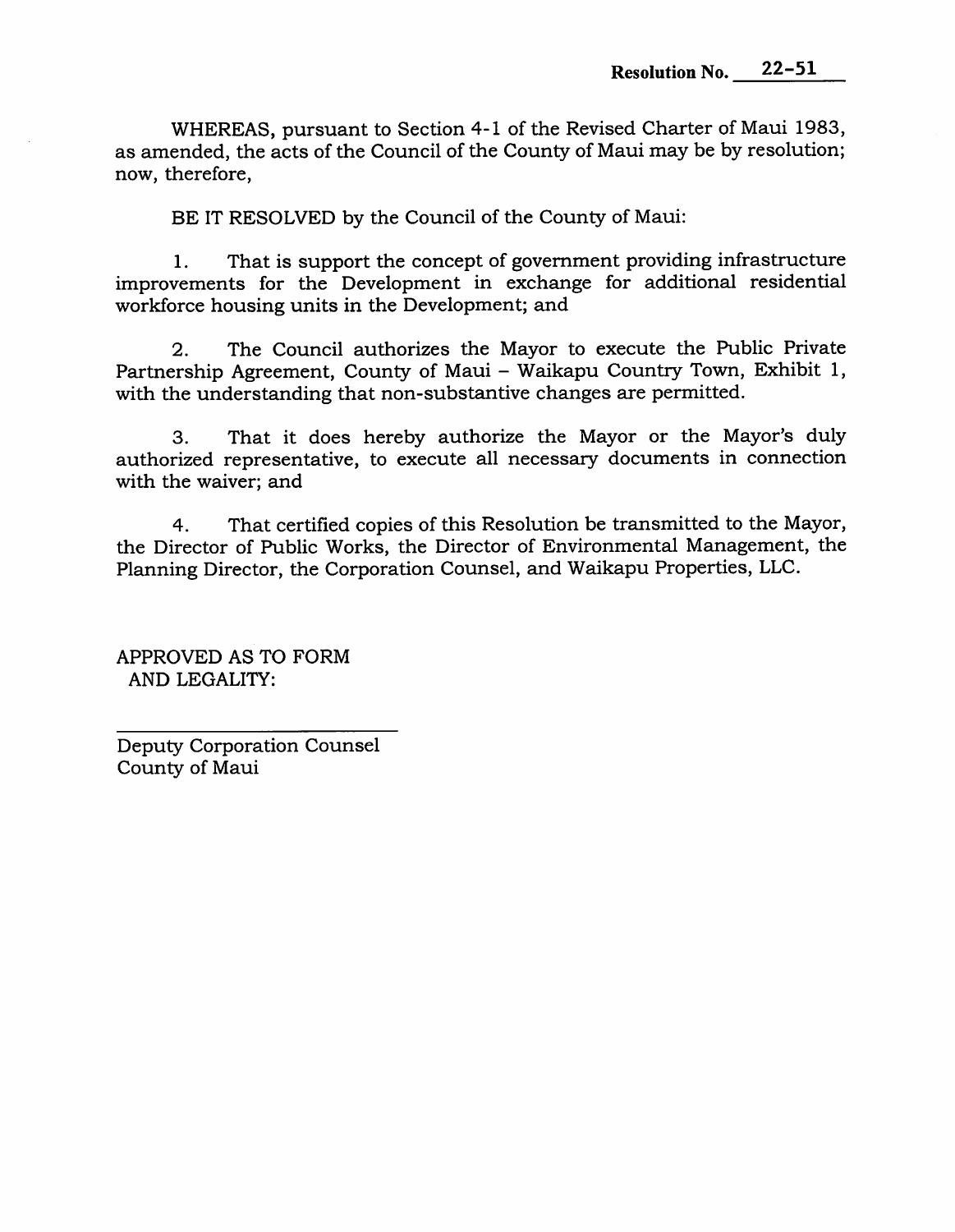Resolution No. 22-51

WHEREAS, pursuant to Section 4-1 of the Revised Charter of Maui 1983, as amended, the acts of the Council of the County of Maui may be by resolution; now, therefore,

BE IT RESOLVED by the Council of the County of Maui:

1. That is support the concept of government providing infrastructure improvements for the Development in exchange for additional residential workforce housing units in the Development; and

2. The Council authorizes the Mayor to execute the Public Private Partnership Agreement, County of Maui – Waikapu Country Town, Exhibit 1, with the understanding that non-substantive changes are permitted.

3. That it does hereby authorize the Mayor or the Mayor's duly authorized representative, to execute all necessary documents in connection with the waiver; and

4. That certified copies of this Resolution be transmitted to the Mayor, the Director of Public Works, the Director of Environmental Management, the Planning Director, the Corporation Counsel, and Waikapu Properties, LLC.

APPROVED AS TO FORM
AND LEGALITY:

\_\_\_\_\_\_\_\_\_\_\_\_\_\_\_\_\_\_\_\_\_\_\_\_\_\_\_\_

Deputy Corporation Counsel
County of Maui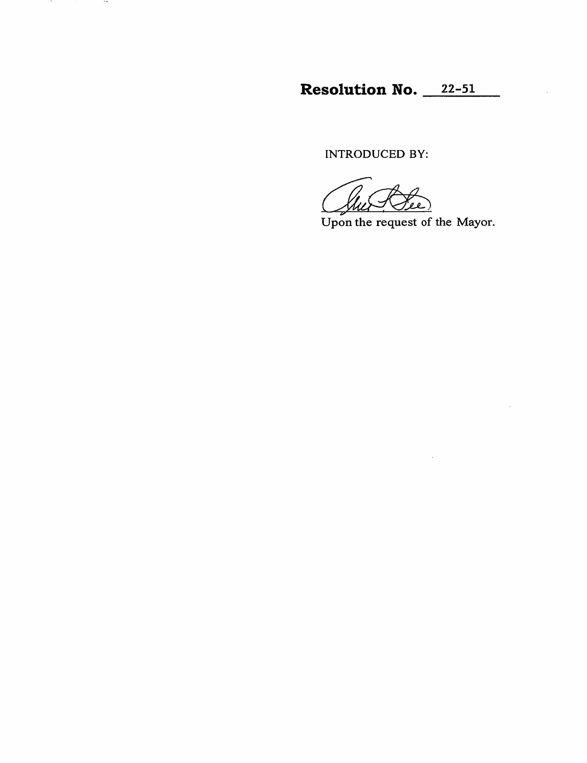# Resolution No. 22-51

INTRODUCED BY:

Upon the request of the Mayor.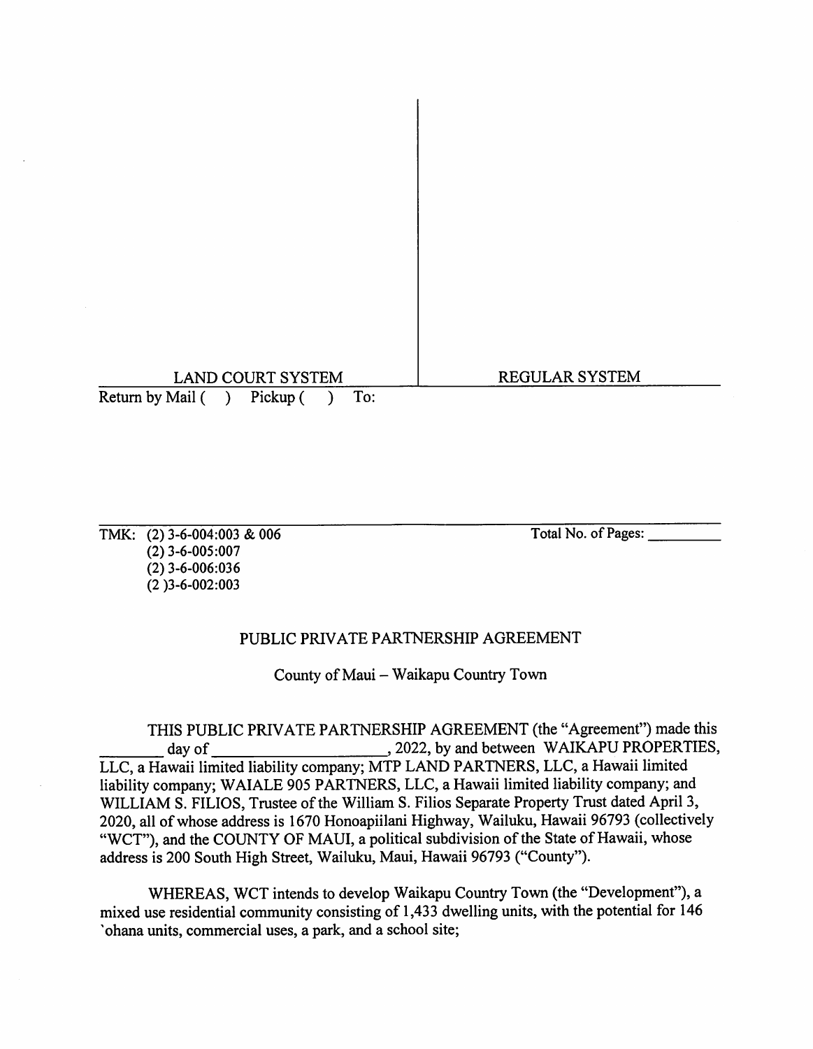| LAND COURT SYSTEM | REGULAR SYSTEM |
| --- | --- |

Return by Mail ( ) Pickup ( ) To:

TMK: (2) 3-6-004:003 & 006
(2) 3-6-005:007
(2) 3-6-006:036
(2 )3-6-002:003

Total No. of Pages: __________

PUBLIC PRIVATE PARTNERSHIP AGREEMENT

County of Maui – Waikapu Country Town

THIS PUBLIC PRIVATE PARTNERSHIP AGREEMENT (the "Agreement") made this ________ day of ____________________, 2022, by and between WAIKAPU PROPERTIES, LLC, a Hawaii limited liability company; MTP LAND PARTNERS, LLC, a Hawaii limited liability company; WAIALE 905 PARTNERS, LLC, a Hawaii limited liability company; and WILLIAM S. FILIOS, Trustee of the William S. Filios Separate Property Trust dated April 3, 2020, all of whose address is 1670 Honoapiilani Highway, Wailuku, Hawaii 96793 (collectively "WCT"), and the COUNTY OF MAUI, a political subdivision of the State of Hawaii, whose address is 200 South High Street, Wailuku, Maui, Hawaii 96793 ("County").

WHEREAS, WCT intends to develop Waikapu Country Town (the "Development"), a mixed use residential community consisting of 1,433 dwelling units, with the potential for 146 `ohana units, commercial uses, a park, and a school site;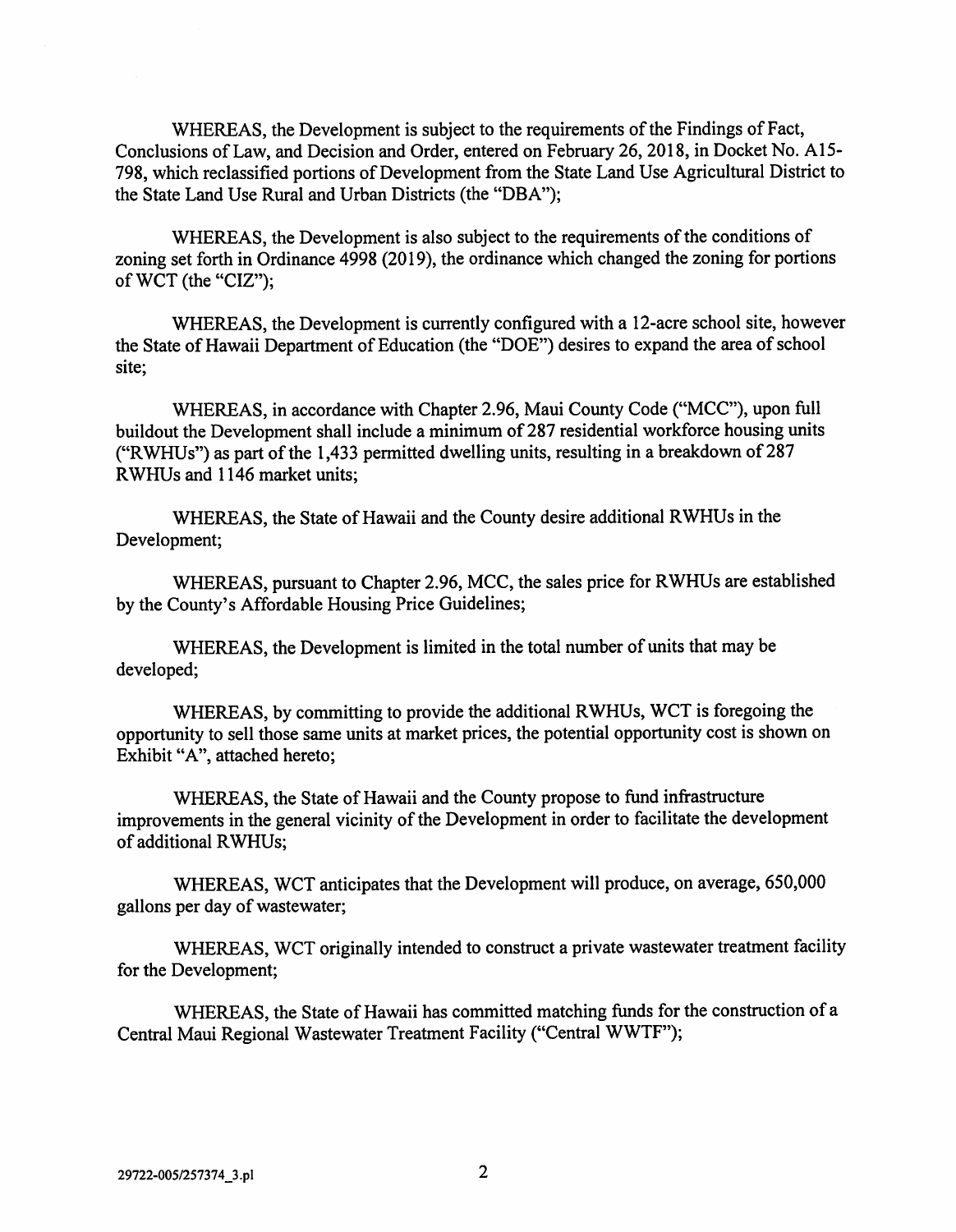WHEREAS, the Development is subject to the requirements of the Findings of Fact, Conclusions of Law, and Decision and Order, entered on February 26, 2018, in Docket No. A15-798, which reclassified portions of Development from the State Land Use Agricultural District to the State Land Use Rural and Urban Districts (the "DBA");

WHEREAS, the Development is also subject to the requirements of the conditions of zoning set forth in Ordinance 4998 (2019), the ordinance which changed the zoning for portions of WCT (the "CIZ");

WHEREAS, the Development is currently configured with a 12-acre school site, however the State of Hawaii Department of Education (the "DOE") desires to expand the area of school site;

WHEREAS, in accordance with Chapter 2.96, Maui County Code ("MCC"), upon full buildout the Development shall include a minimum of 287 residential workforce housing units ("RWHUs") as part of the 1,433 permitted dwelling units, resulting in a breakdown of 287 RWHUs and 1146 market units;

WHEREAS, the State of Hawaii and the County desire additional RWHUs in the Development;

WHEREAS, pursuant to Chapter 2.96, MCC, the sales price for RWHUs are established by the County's Affordable Housing Price Guidelines;

WHEREAS, the Development is limited in the total number of units that may be developed;

WHEREAS, by committing to provide the additional RWHUs, WCT is foregoing the opportunity to sell those same units at market prices, the potential opportunity cost is shown on Exhibit "A", attached hereto;

WHEREAS, the State of Hawaii and the County propose to fund infrastructure improvements in the general vicinity of the Development in order to facilitate the development of additional RWHUs;

WHEREAS, WCT anticipates that the Development will produce, on average, 650,000 gallons per day of wastewater;

WHEREAS, WCT originally intended to construct a private wastewater treatment facility for the Development;

WHEREAS, the State of Hawaii has committed matching funds for the construction of a Central Maui Regional Wastewater Treatment Facility ("Central WWTF");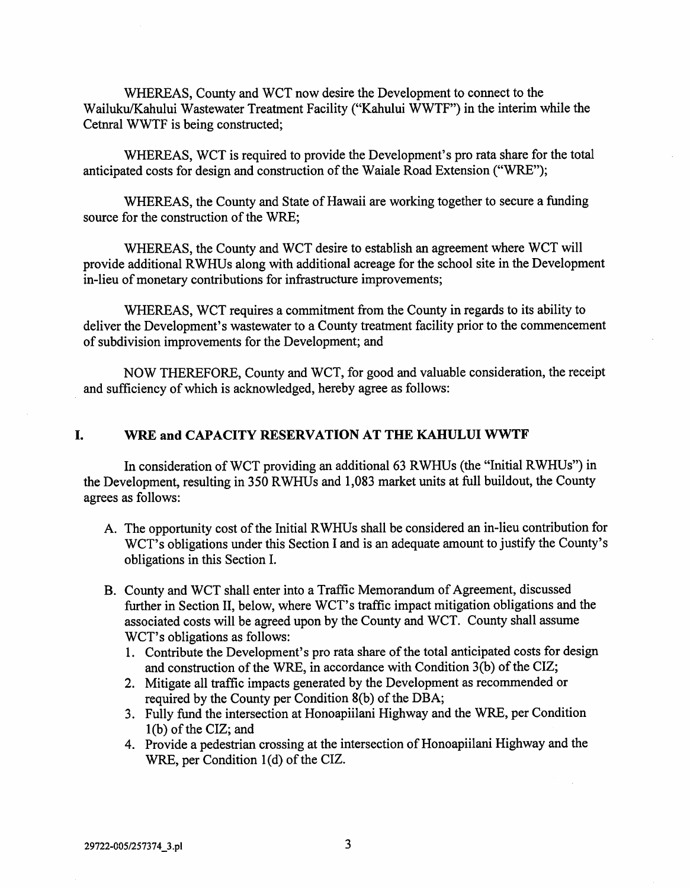WHEREAS, County and WCT now desire the Development to connect to the Wailuku/Kahului Wastewater Treatment Facility ("Kahului WWTF") in the interim while the Cetnral WWTF is being constructed;

WHEREAS, WCT is required to provide the Development's pro rata share for the total anticipated costs for design and construction of the Waiale Road Extension ("WRE");

WHEREAS, the County and State of Hawaii are working together to secure a funding source for the construction of the WRE;

WHEREAS, the County and WCT desire to establish an agreement where WCT will provide additional RWHUs along with additional acreage for the school site in the Development in-lieu of monetary contributions for infrastructure improvements;

WHEREAS, WCT requires a commitment from the County in regards to its ability to deliver the Development's wastewater to a County treatment facility prior to the commencement of subdivision improvements for the Development; and

NOW THEREFORE, County and WCT, for good and valuable consideration, the receipt and sufficiency of which is acknowledged, hereby agree as follows:

## I. WRE and CAPACITY RESERVATION AT THE KAHULUI WWTF

In consideration of WCT providing an additional 63 RWHUs (the "Initial RWHUs") in the Development, resulting in 350 RWHUs and 1,083 market units at full buildout, the County agrees as follows:

A. The opportunity cost of the Initial RWHUs shall be considered an in-lieu contribution for WCT's obligations under this Section I and is an adequate amount to justify the County's obligations in this Section I.

B. County and WCT shall enter into a Traffic Memorandum of Agreement, discussed further in Section II, below, where WCT's traffic impact mitigation obligations and the associated costs will be agreed upon by the County and WCT. County shall assume WCT's obligations as follows:
   1. Contribute the Development's pro rata share of the total anticipated costs for design and construction of the WRE, in accordance with Condition 3(b) of the CIZ;
   2. Mitigate all traffic impacts generated by the Development as recommended or required by the County per Condition 8(b) of the DBA;
   3. Fully fund the intersection at Honoapiilani Highway and the WRE, per Condition 1(b) of the CIZ; and
   4. Provide a pedestrian crossing at the intersection of Honoapiilani Highway and the WRE, per Condition 1(d) of the CIZ.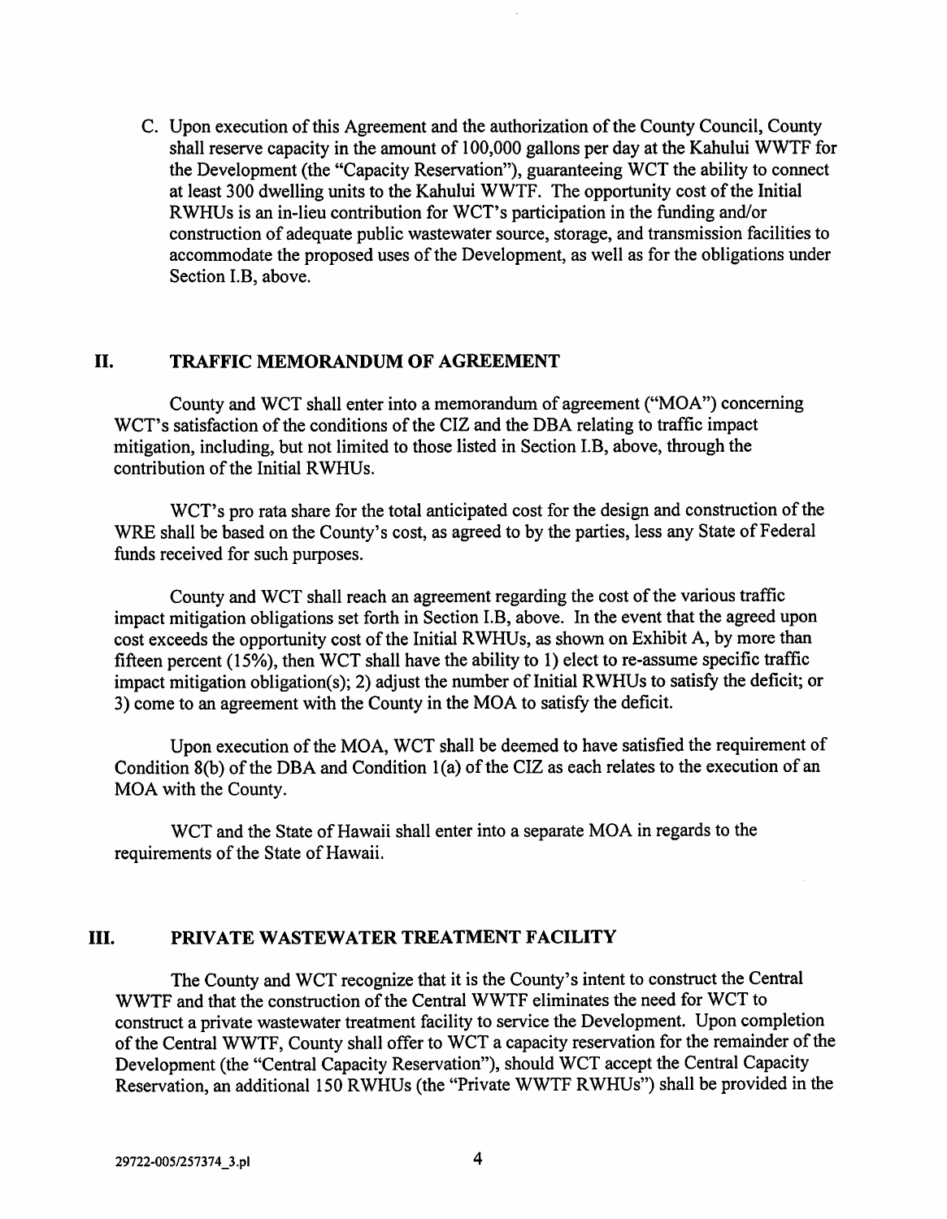C. Upon execution of this Agreement and the authorization of the County Council, County shall reserve capacity in the amount of 100,000 gallons per day at the Kahului WWTF for the Development (the "Capacity Reservation"), guaranteeing WCT the ability to connect at least 300 dwelling units to the Kahului WWTF. The opportunity cost of the Initial RWHUs is an in-lieu contribution for WCT's participation in the funding and/or construction of adequate public wastewater source, storage, and transmission facilities to accommodate the proposed uses of the Development, as well as for the obligations under Section I.B, above.

## II. TRAFFIC MEMORANDUM OF AGREEMENT

County and WCT shall enter into a memorandum of agreement ("MOA") concerning WCT's satisfaction of the conditions of the CIZ and the DBA relating to traffic impact mitigation, including, but not limited to those listed in Section I.B, above, through the contribution of the Initial RWHUs.

WCT's pro rata share for the total anticipated cost for the design and construction of the WRE shall be based on the County's cost, as agreed to by the parties, less any State of Federal funds received for such purposes.

County and WCT shall reach an agreement regarding the cost of the various traffic impact mitigation obligations set forth in Section I.B, above. In the event that the agreed upon cost exceeds the opportunity cost of the Initial RWHUs, as shown on Exhibit A, by more than fifteen percent (15%), then WCT shall have the ability to 1) elect to re-assume specific traffic impact mitigation obligation(s); 2) adjust the number of Initial RWHUs to satisfy the deficit; or 3) come to an agreement with the County in the MOA to satisfy the deficit.

Upon execution of the MOA, WCT shall be deemed to have satisfied the requirement of Condition 8(b) of the DBA and Condition 1(a) of the CIZ as each relates to the execution of an MOA with the County.

WCT and the State of Hawaii shall enter into a separate MOA in regards to the requirements of the State of Hawaii.

## III. PRIVATE WASTEWATER TREATMENT FACILITY

The County and WCT recognize that it is the County's intent to construct the Central WWTF and that the construction of the Central WWTF eliminates the need for WCT to construct a private wastewater treatment facility to service the Development. Upon completion of the Central WWTF, County shall offer to WCT a capacity reservation for the remainder of the Development (the "Central Capacity Reservation"), should WCT accept the Central Capacity Reservation, an additional 150 RWHUs (the "Private WWTF RWHUs") shall be provided in the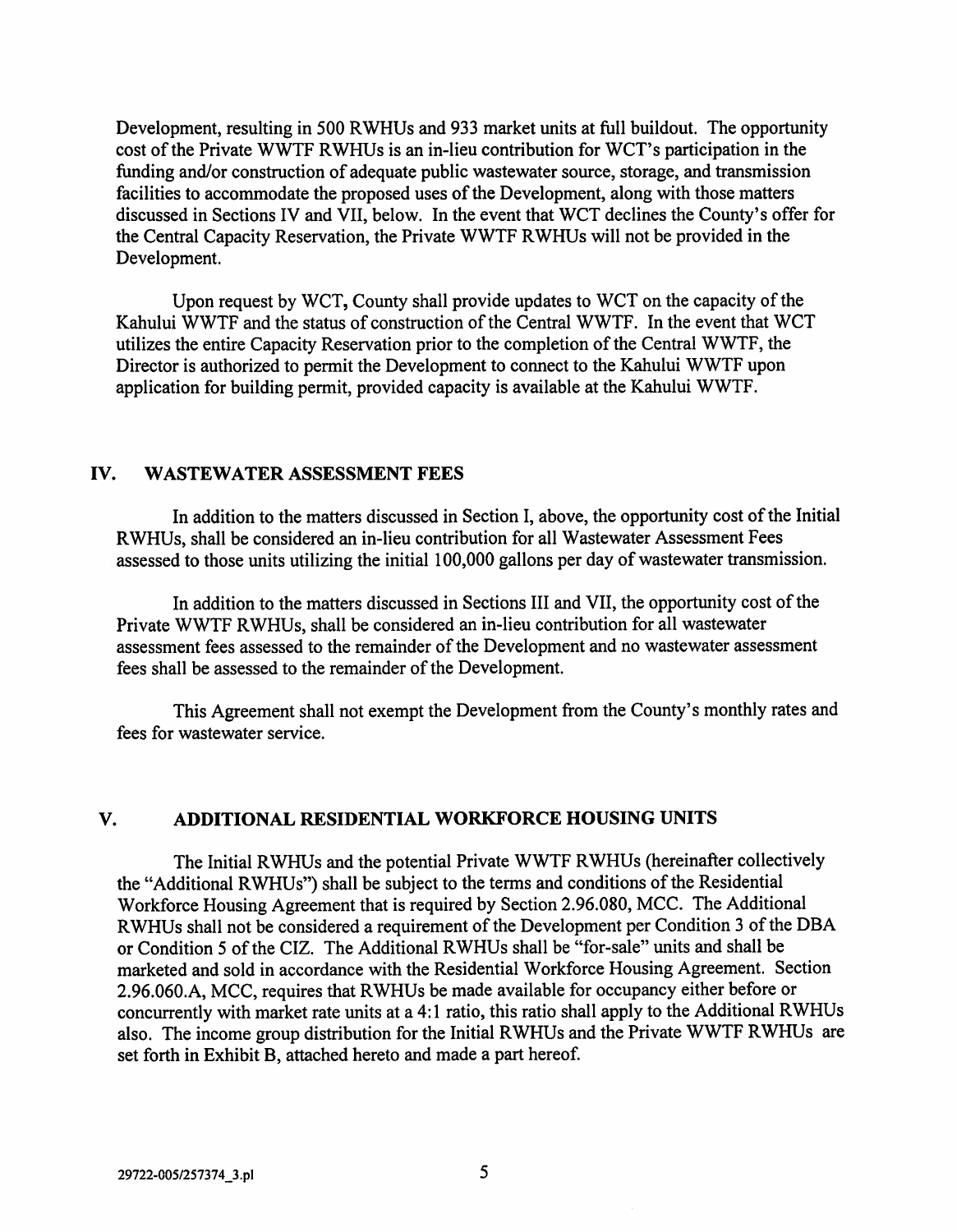Development, resulting in 500 RWHUs and 933 market units at full buildout. The opportunity cost of the Private WWTF RWHUs is an in-lieu contribution for WCT's participation in the funding and/or construction of adequate public wastewater source, storage, and transmission facilities to accommodate the proposed uses of the Development, along with those matters discussed in Sections IV and VII, below. In the event that WCT declines the County's offer for the Central Capacity Reservation, the Private WWTF RWHUs will not be provided in the Development.

Upon request by WCT, County shall provide updates to WCT on the capacity of the Kahului WWTF and the status of construction of the Central WWTF. In the event that WCT utilizes the entire Capacity Reservation prior to the completion of the Central WWTF, the Director is authorized to permit the Development to connect to the Kahului WWTF upon application for building permit, provided capacity is available at the Kahului WWTF.

## IV. WASTEWATER ASSESSMENT FEES

In addition to the matters discussed in Section I, above, the opportunity cost of the Initial RWHUs, shall be considered an in-lieu contribution for all Wastewater Assessment Fees assessed to those units utilizing the initial 100,000 gallons per day of wastewater transmission.

In addition to the matters discussed in Sections III and VII, the opportunity cost of the Private WWTF RWHUs, shall be considered an in-lieu contribution for all wastewater assessment fees assessed to the remainder of the Development and no wastewater assessment fees shall be assessed to the remainder of the Development.

This Agreement shall not exempt the Development from the County's monthly rates and fees for wastewater service.

## V. ADDITIONAL RESIDENTIAL WORKFORCE HOUSING UNITS

The Initial RWHUs and the potential Private WWTF RWHUs (hereinafter collectively the "Additional RWHUs") shall be subject to the terms and conditions of the Residential Workforce Housing Agreement that is required by Section 2.96.080, MCC. The Additional RWHUs shall not be considered a requirement of the Development per Condition 3 of the DBA or Condition 5 of the CIZ. The Additional RWHUs shall be "for-sale" units and shall be marketed and sold in accordance with the Residential Workforce Housing Agreement. Section 2.96.060.A, MCC, requires that RWHUs be made available for occupancy either before or concurrently with market rate units at a 4:1 ratio, this ratio shall apply to the Additional RWHUs also. The income group distribution for the Initial RWHUs and the Private WWTF RWHUs are set forth in Exhibit B, attached hereto and made a part hereof.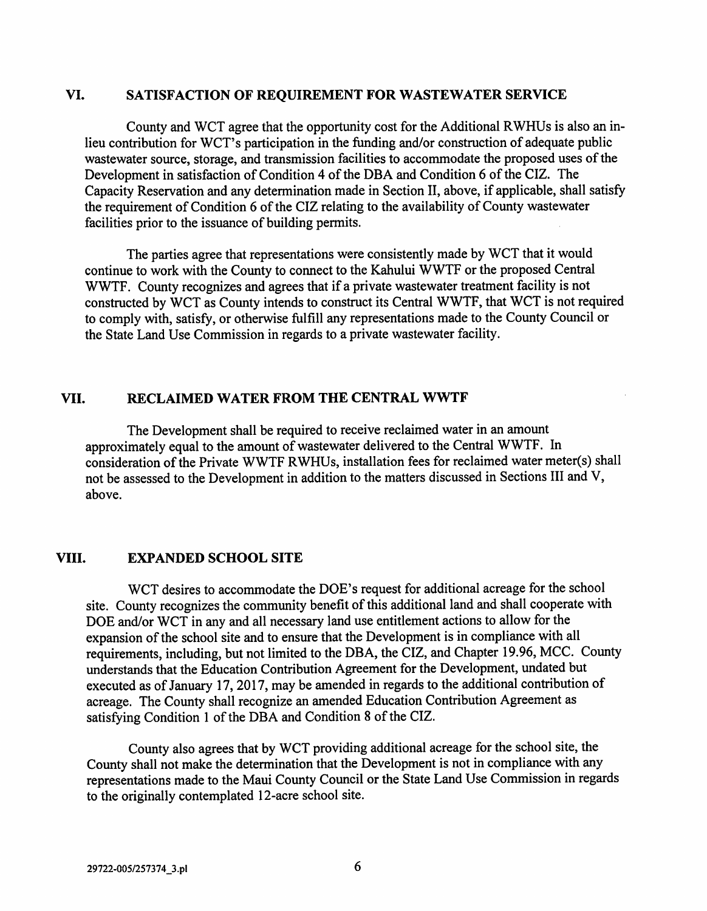## VI. SATISFACTION OF REQUIREMENT FOR WASTEWATER SERVICE

County and WCT agree that the opportunity cost for the Additional RWHUs is also an in-lieu contribution for WCT's participation in the funding and/or construction of adequate public wastewater source, storage, and transmission facilities to accommodate the proposed uses of the Development in satisfaction of Condition 4 of the DBA and Condition 6 of the CIZ. The Capacity Reservation and any determination made in Section II, above, if applicable, shall satisfy the requirement of Condition 6 of the CIZ relating to the availability of County wastewater facilities prior to the issuance of building permits.

The parties agree that representations were consistently made by WCT that it would continue to work with the County to connect to the Kahului WWTF or the proposed Central WWTF. County recognizes and agrees that if a private wastewater treatment facility is not constructed by WCT as County intends to construct its Central WWTF, that WCT is not required to comply with, satisfy, or otherwise fulfill any representations made to the County Council or the State Land Use Commission in regards to a private wastewater facility.

## VII. RECLAIMED WATER FROM THE CENTRAL WWTF

The Development shall be required to receive reclaimed water in an amount approximately equal to the amount of wastewater delivered to the Central WWTF. In consideration of the Private WWTF RWHUs, installation fees for reclaimed water meter(s) shall not be assessed to the Development in addition to the matters discussed in Sections III and V, above.

## VIII. EXPANDED SCHOOL SITE

WCT desires to accommodate the DOE's request for additional acreage for the school site. County recognizes the community benefit of this additional land and shall cooperate with DOE and/or WCT in any and all necessary land use entitlement actions to allow for the expansion of the school site and to ensure that the Development is in compliance with all requirements, including, but not limited to the DBA, the CIZ, and Chapter 19.96, MCC. County understands that the Education Contribution Agreement for the Development, undated but executed as of January 17, 2017, may be amended in regards to the additional contribution of acreage. The County shall recognize an amended Education Contribution Agreement as satisfying Condition 1 of the DBA and Condition 8 of the CIZ.

County also agrees that by WCT providing additional acreage for the school site, the County shall not make the determination that the Development is not in compliance with any representations made to the Maui County Council or the State Land Use Commission in regards to the originally contemplated 12-acre school site.

29722-005/257374_3.pl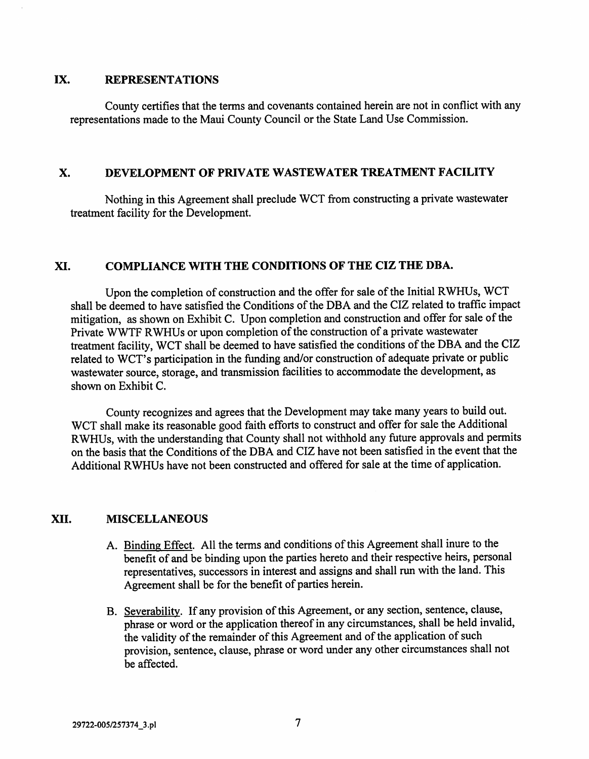## IX. REPRESENTATIONS

County certifies that the terms and covenants contained herein are not in conflict with any representations made to the Maui County Council or the State Land Use Commission.

## X. DEVELOPMENT OF PRIVATE WASTEWATER TREATMENT FACILITY

Nothing in this Agreement shall preclude WCT from constructing a private wastewater treatment facility for the Development.

## XI. COMPLIANCE WITH THE CONDITIONS OF THE CIZ THE DBA.

Upon the completion of construction and the offer for sale of the Initial RWHUs, WCT shall be deemed to have satisfied the Conditions of the DBA and the CIZ related to traffic impact mitigation, as shown on Exhibit C. Upon completion and construction and offer for sale of the Private WWTF RWHUs or upon completion of the construction of a private wastewater treatment facility, WCT shall be deemed to have satisfied the conditions of the DBA and the CIZ related to WCT's participation in the funding and/or construction of adequate private or public wastewater source, storage, and transmission facilities to accommodate the development, as shown on Exhibit C.

County recognizes and agrees that the Development may take many years to build out. WCT shall make its reasonable good faith efforts to construct and offer for sale the Additional RWHUs, with the understanding that County shall not withhold any future approvals and permits on the basis that the Conditions of the DBA and CIZ have not been satisfied in the event that the Additional RWHUs have not been constructed and offered for sale at the time of application.

## XII. MISCELLANEOUS

A. Binding Effect. All the terms and conditions of this Agreement shall inure to the benefit of and be binding upon the parties hereto and their respective heirs, personal representatives, successors in interest and assigns and shall run with the land. This Agreement shall be for the benefit of parties herein.

B. Severability. If any provision of this Agreement, or any section, sentence, clause, phrase or word or the application thereof in any circumstances, shall be held invalid, the validity of the remainder of this Agreement and of the application of such provision, sentence, clause, phrase or word under any other circumstances shall not be affected.

29722-005/257374_3.pl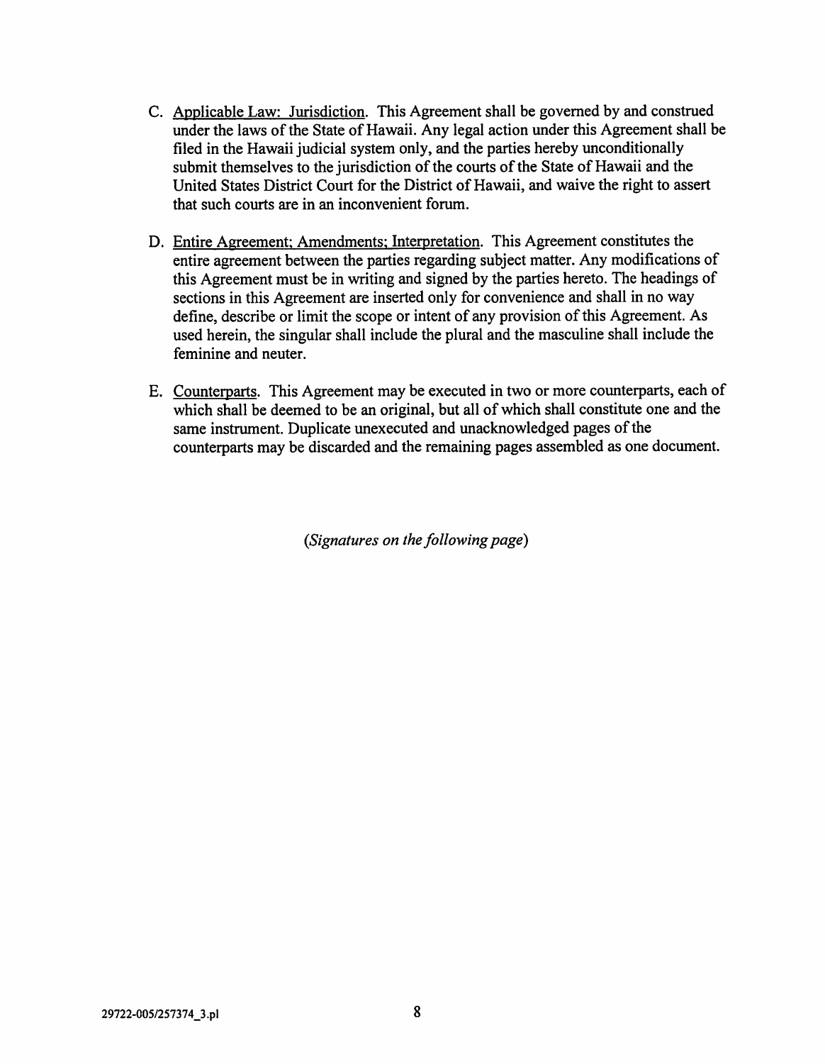C. Applicable Law: Jurisdiction. This Agreement shall be governed by and construed under the laws of the State of Hawaii. Any legal action under this Agreement shall be filed in the Hawaii judicial system only, and the parties hereby unconditionally submit themselves to the jurisdiction of the courts of the State of Hawaii and the United States District Court for the District of Hawaii, and waive the right to assert that such courts are in an inconvenient forum.

D. Entire Agreement; Amendments; Interpretation. This Agreement constitutes the entire agreement between the parties regarding subject matter. Any modifications of this Agreement must be in writing and signed by the parties hereto. The headings of sections in this Agreement are inserted only for convenience and shall in no way define, describe or limit the scope or intent of any provision of this Agreement. As used herein, the singular shall include the plural and the masculine shall include the feminine and neuter.

E. Counterparts. This Agreement may be executed in two or more counterparts, each of which shall be deemed to be an original, but all of which shall constitute one and the same instrument. Duplicate unexecuted and unacknowledged pages of the counterparts may be discarded and the remaining pages assembled as one document.

*(Signatures on the following page)*

29722-005/257374_3.pl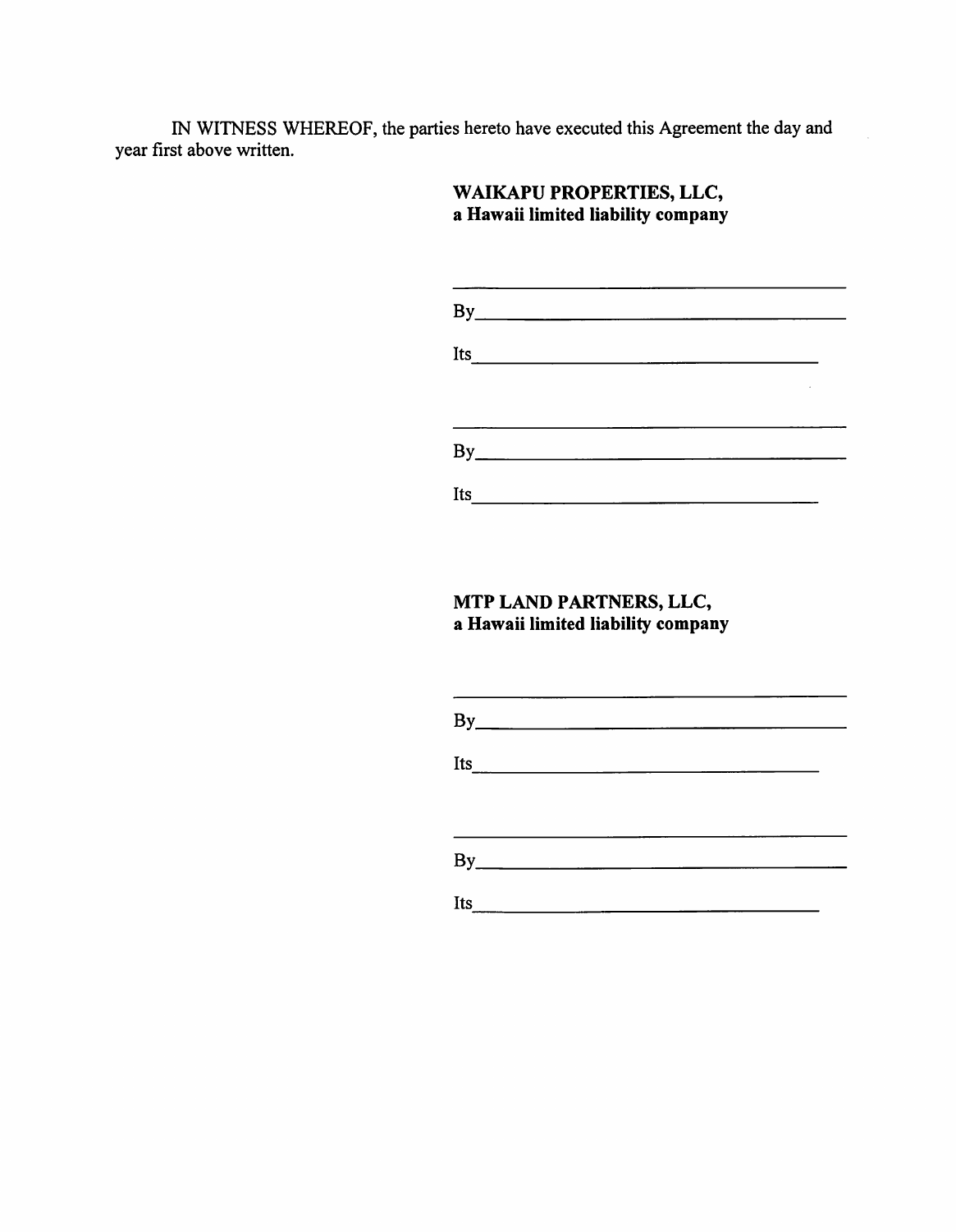IN WITNESS WHEREOF, the parties hereto have executed this Agreement the day and year first above written.

**WAIKAPU PROPERTIES, LLC,**
**a Hawaii limited liability company**

\_\_\_\_\_\_\_\_\_\_\_\_\_\_\_\_\_\_\_\_\_\_\_\_\_\_\_\_\_\_\_\_\_\_\_\_

By\_\_\_\_\_\_\_\_\_\_\_\_\_\_\_\_\_\_\_\_\_\_\_\_\_\_\_\_\_\_\_\_\_\_

Its\_\_\_\_\_\_\_\_\_\_\_\_\_\_\_\_\_\_\_\_\_\_\_\_\_\_\_\_\_\_\_\_

\_\_\_\_\_\_\_\_\_\_\_\_\_\_\_\_\_\_\_\_\_\_\_\_\_\_\_\_\_\_\_\_\_\_\_\_

By\_\_\_\_\_\_\_\_\_\_\_\_\_\_\_\_\_\_\_\_\_\_\_\_\_\_\_\_\_\_\_\_\_\_

Its\_\_\_\_\_\_\_\_\_\_\_\_\_\_\_\_\_\_\_\_\_\_\_\_\_\_\_\_\_\_\_\_

**MTP LAND PARTNERS, LLC,**
**a Hawaii limited liability company**

\_\_\_\_\_\_\_\_\_\_\_\_\_\_\_\_\_\_\_\_\_\_\_\_\_\_\_\_\_\_\_\_\_\_\_\_

By\_\_\_\_\_\_\_\_\_\_\_\_\_\_\_\_\_\_\_\_\_\_\_\_\_\_\_\_\_\_\_\_\_\_

Its\_\_\_\_\_\_\_\_\_\_\_\_\_\_\_\_\_\_\_\_\_\_\_\_\_\_\_\_\_\_\_\_

\_\_\_\_\_\_\_\_\_\_\_\_\_\_\_\_\_\_\_\_\_\_\_\_\_\_\_\_\_\_\_\_\_\_\_\_

By\_\_\_\_\_\_\_\_\_\_\_\_\_\_\_\_\_\_\_\_\_\_\_\_\_\_\_\_\_\_\_\_\_\_

Its\_\_\_\_\_\_\_\_\_\_\_\_\_\_\_\_\_\_\_\_\_\_\_\_\_\_\_\_\_\_\_\_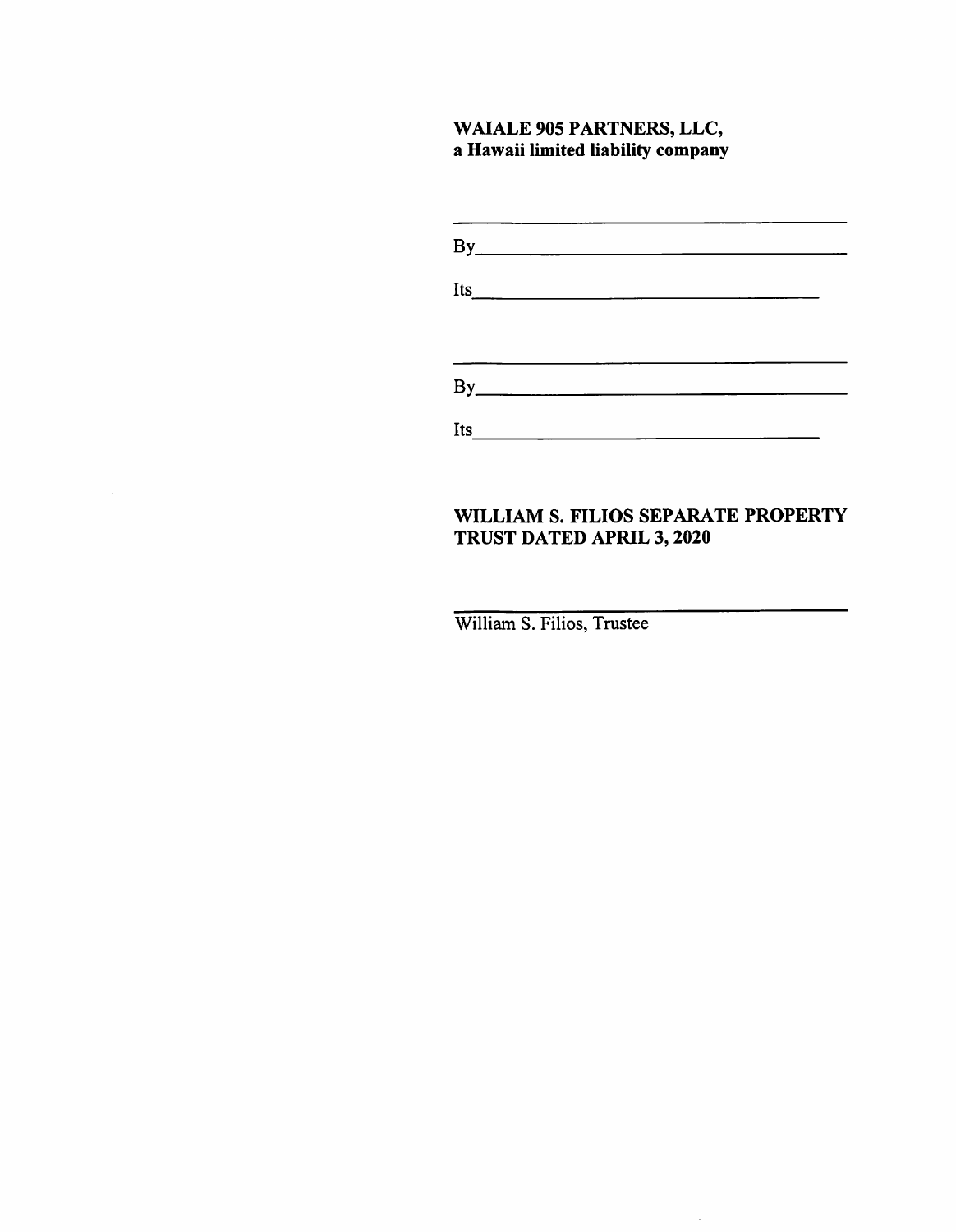**WAIALE 905 PARTNERS, LLC,**
**a Hawaii limited liability company**

______________________________________

By____________________________________

Its___________________________________

______________________________________

By____________________________________

Its___________________________________

**WILLIAM S. FILIOS SEPARATE PROPERTY TRUST DATED APRIL 3, 2020**

______________________________________
William S. Filios, Trustee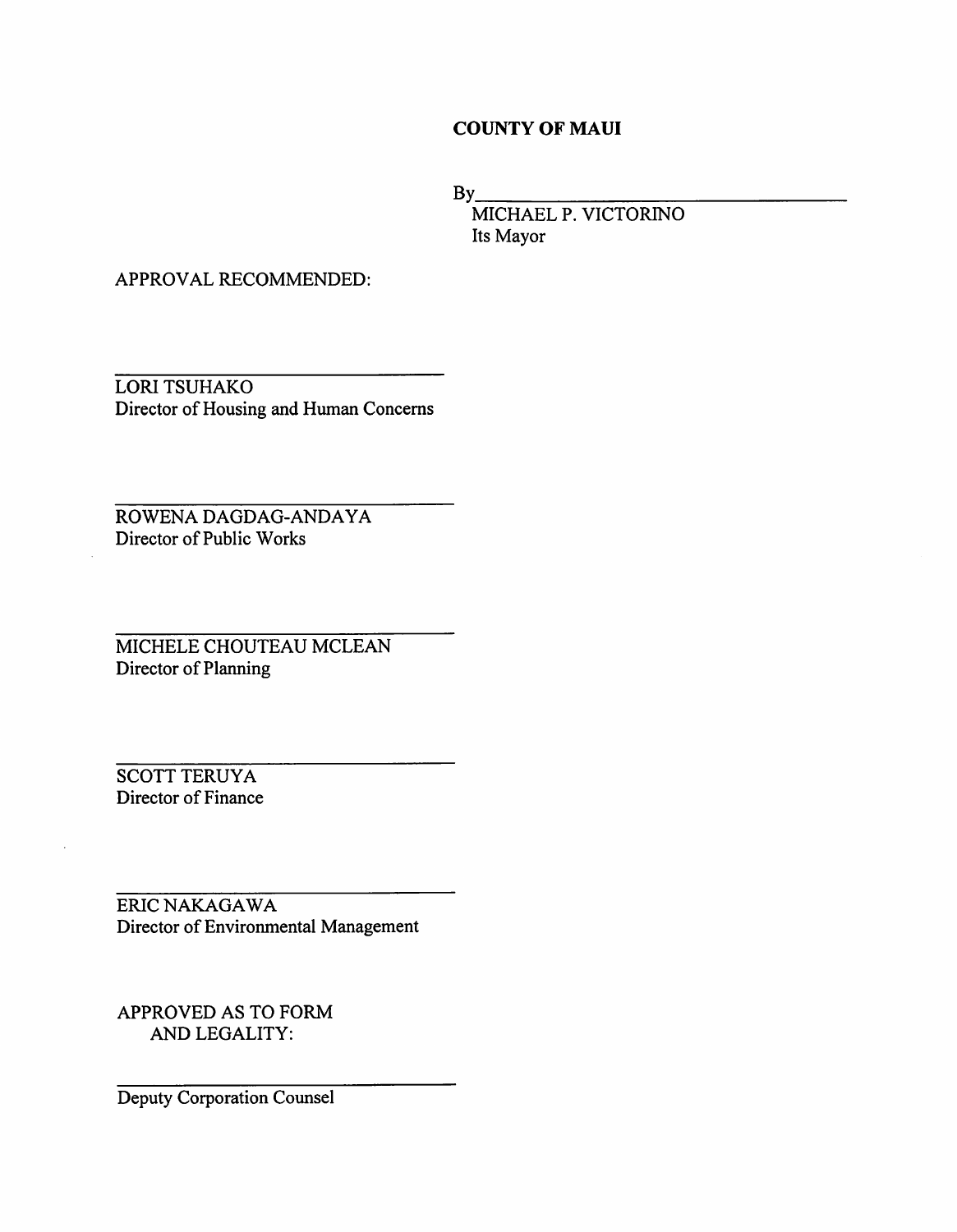**COUNTY OF MAUI**

By\_\_\_\_\_\_\_\_\_\_\_\_\_\_\_\_\_\_\_\_\_\_\_\_\_\_\_\_\_\_\_\_\_\_\_\_

MICHAEL P. VICTORINO
Its Mayor

APPROVAL RECOMMENDED:

\_\_\_\_\_\_\_\_\_\_\_\_\_\_\_\_\_\_\_\_\_\_\_\_\_\_\_\_\_\_

LORI TSUHAKO
Director of Housing and Human Concerns

\_\_\_\_\_\_\_\_\_\_\_\_\_\_\_\_\_\_\_\_\_\_\_\_\_\_\_\_\_\_

ROWENA DAGDAG-ANDAYA
Director of Public Works

\_\_\_\_\_\_\_\_\_\_\_\_\_\_\_\_\_\_\_\_\_\_\_\_\_\_\_\_\_\_

MICHELE CHOUTEAU MCLEAN
Director of Planning

\_\_\_\_\_\_\_\_\_\_\_\_\_\_\_\_\_\_\_\_\_\_\_\_\_\_\_\_\_\_

SCOTT TERUYA
Director of Finance

\_\_\_\_\_\_\_\_\_\_\_\_\_\_\_\_\_\_\_\_\_\_\_\_\_\_\_\_\_\_

ERIC NAKAGAWA
Director of Environmental Management

APPROVED AS TO FORM
AND LEGALITY:

\_\_\_\_\_\_\_\_\_\_\_\_\_\_\_\_\_\_\_\_\_\_\_\_\_\_\_\_\_\_

Deputy Corporation Counsel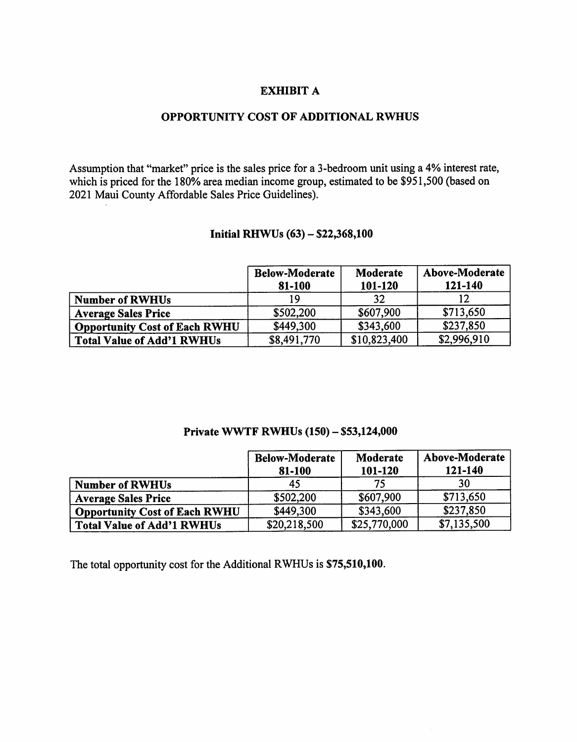# EXHIBIT A

## OPPORTUNITY COST OF ADDITIONAL RWHUS

Assumption that "market" price is the sales price for a 3-bedroom unit using a 4% interest rate, which is priced for the 180% area median income group, estimated to be $951,500 (based on 2021 Maui County Affordable Sales Price Guidelines).

### Initial RHWUs (63) – $22,368,100

| | Below-Moderate 81-100 | Moderate 101-120 | Above-Moderate 121-140 |
|---|---|---|---|
| **Number of RWHUs** | 19 | 32 | 12 |
| **Average Sales Price** | $502,200 | $607,900 | $713,650 |
| **Opportunity Cost of Each RWHU** | $449,300 | $343,600 | $237,850 |
| **Total Value of Add'l RWHUs** | $8,491,770 | $10,823,400 | $2,996,910 |

### Private WWTF RWHUs (150) – $53,124,000

| | Below-Moderate 81-100 | Moderate 101-120 | Above-Moderate 121-140 |
|---|---|---|---|
| **Number of RWHUs** | 45 | 75 | 30 |
| **Average Sales Price** | $502,200 | $607,900 | $713,650 |
| **Opportunity Cost of Each RWHU** | $449,300 | $343,600 | $237,850 |
| **Total Value of Add'l RWHUs** | $20,218,500 | $25,770,000 | $7,135,500 |

The total opportunity cost for the Additional RWHUs is **$75,510,100**.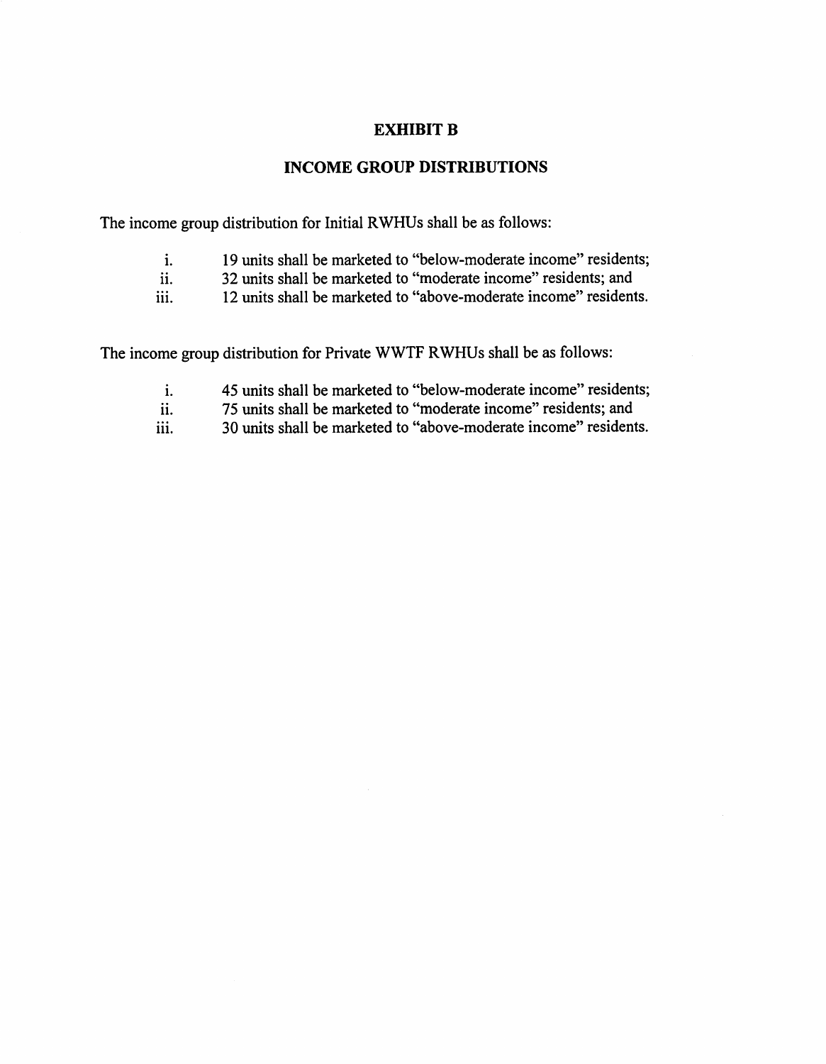# EXHIBIT B

## INCOME GROUP DISTRIBUTIONS

The income group distribution for Initial RWHUs shall be as follows:

i. 19 units shall be marketed to "below-moderate income" residents;
ii. 32 units shall be marketed to "moderate income" residents; and
iii. 12 units shall be marketed to "above-moderate income" residents.

The income group distribution for Private WWTF RWHUs shall be as follows:

i. 45 units shall be marketed to "below-moderate income" residents;
ii. 75 units shall be marketed to "moderate income" residents; and
iii. 30 units shall be marketed to "above-moderate income" residents.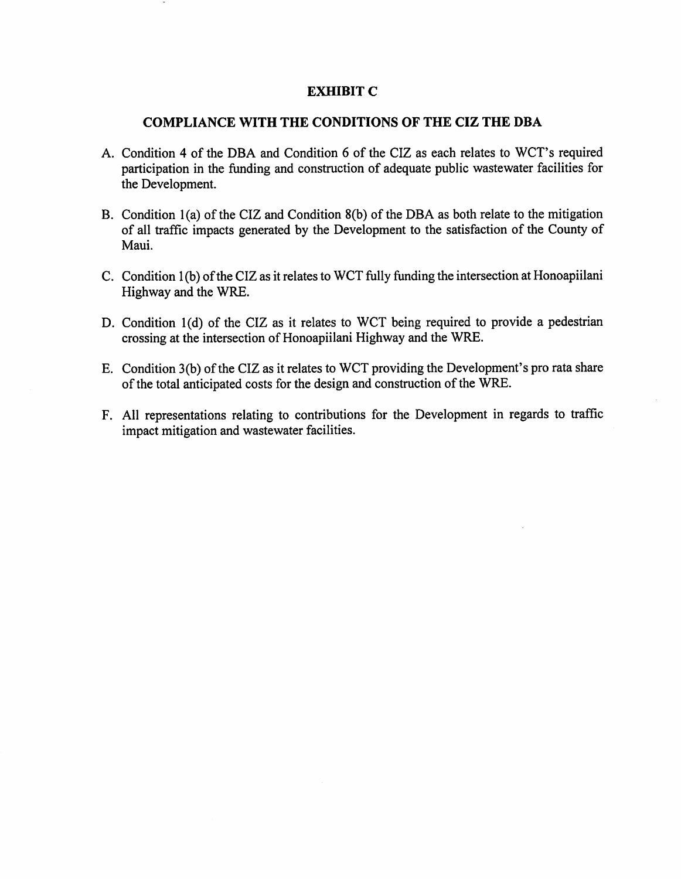# EXHIBIT C

## COMPLIANCE WITH THE CONDITIONS OF THE CIZ THE DBA

A. Condition 4 of the DBA and Condition 6 of the CIZ as each relates to WCT's required participation in the funding and construction of adequate public wastewater facilities for the Development.

B. Condition 1(a) of the CIZ and Condition 8(b) of the DBA as both relate to the mitigation of all traffic impacts generated by the Development to the satisfaction of the County of Maui.

C. Condition 1(b) of the CIZ as it relates to WCT fully funding the intersection at Honoapiilani Highway and the WRE.

D. Condition 1(d) of the CIZ as it relates to WCT being required to provide a pedestrian crossing at the intersection of Honoapiilani Highway and the WRE.

E. Condition 3(b) of the CIZ as it relates to WCT providing the Development's pro rata share of the total anticipated costs for the design and construction of the WRE.

F. All representations relating to contributions for the Development in regards to traffic impact mitigation and wastewater facilities.